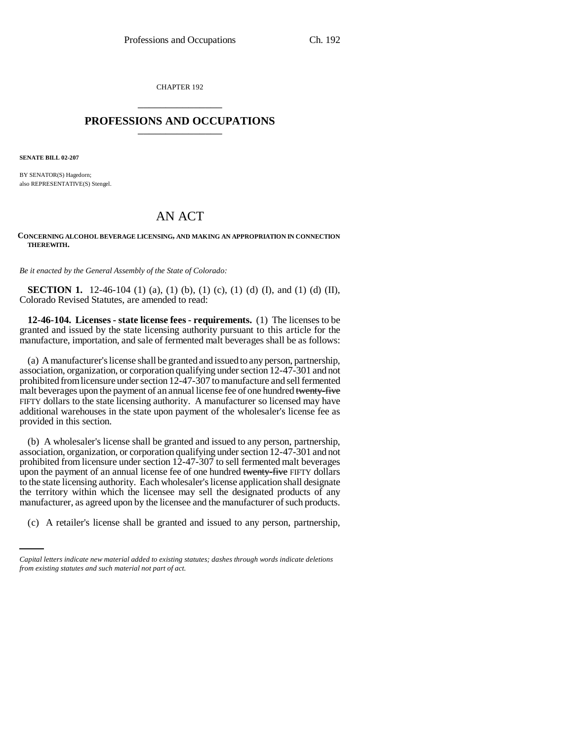CHAPTER 192

# PROFESSIONS AND OCCUPATIONS

**SENATE BILL 02-207**

BY SENATOR(S) Hagedorn;
also REPRESENTATIVE(S) Stengel.

# AN ACT

**CONCERNING ALCOHOL BEVERAGE LICENSING, AND MAKING AN APPROPRIATION IN CONNECTION THEREWITH.**

*Be it enacted by the General Assembly of the State of Colorado:*

**SECTION 1.** 12-46-104 (1) (a), (1) (b), (1) (c), (1) (d) (I), and (1) (d) (II), Colorado Revised Statutes, are amended to read:

**12-46-104. Licenses - state license fees - requirements.** (1) The licenses to be granted and issued by the state licensing authority pursuant to this article for the manufacture, importation, and sale of fermented malt beverages shall be as follows:

(a) A manufacturer's license shall be granted and issued to any person, partnership, association, organization, or corporation qualifying under section 12-47-301 and not prohibited from licensure under section 12-47-307 to manufacture and sell fermented malt beverages upon the payment of an annual license fee of one hundred ~~twenty-five~~ FIFTY dollars to the state licensing authority. A manufacturer so licensed may have additional warehouses in the state upon payment of the wholesaler's license fee as provided in this section.

(b) A wholesaler's license shall be granted and issued to any person, partnership, association, organization, or corporation qualifying under section 12-47-301 and not prohibited from licensure under section 12-47-307 to sell fermented malt beverages upon the payment of an annual license fee of one hundred ~~twenty-five~~ FIFTY dollars to the state licensing authority. Each wholesaler's license application shall designate the territory within which the licensee may sell the designated products of any manufacturer, as agreed upon by the licensee and the manufacturer of such products.

(c) A retailer's license shall be granted and issued to any person, partnership,

*Capital letters indicate new material added to existing statutes; dashes through words indicate deletions from existing statutes and such material not part of act.*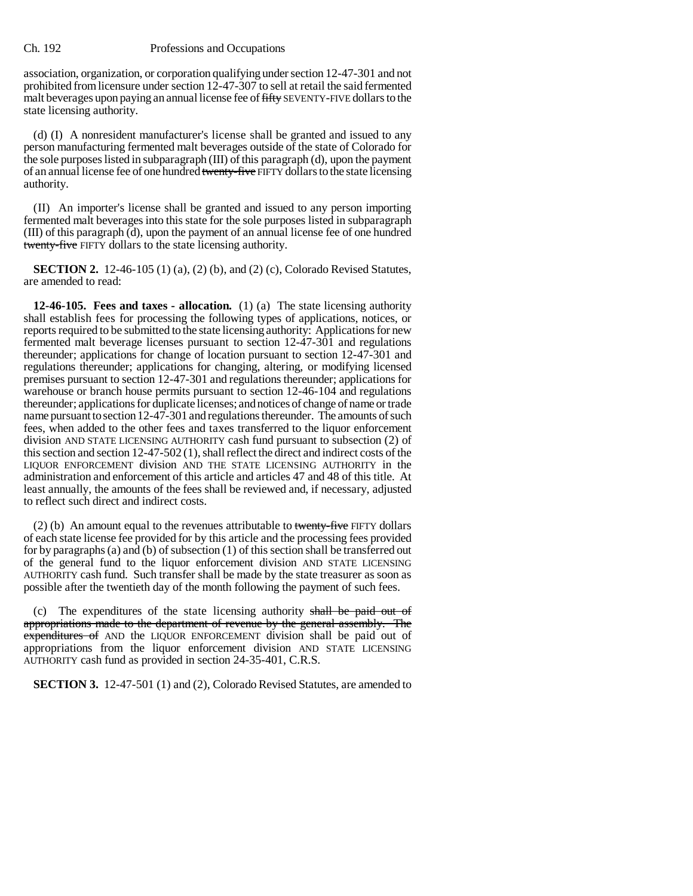association, organization, or corporation qualifying under section 12-47-301 and not prohibited from licensure under section 12-47-307 to sell at retail the said fermented malt beverages upon paying an annual license fee of ~~fifty~~ SEVENTY-FIVE dollars to the state licensing authority.

(d) (I) A nonresident manufacturer's license shall be granted and issued to any person manufacturing fermented malt beverages outside of the state of Colorado for the sole purposes listed in subparagraph (III) of this paragraph (d), upon the payment of an annual license fee of one hundred ~~twenty-five~~ FIFTY dollars to the state licensing authority.

(II) An importer's license shall be granted and issued to any person importing fermented malt beverages into this state for the sole purposes listed in subparagraph (III) of this paragraph (d), upon the payment of an annual license fee of one hundred ~~twenty-five~~ FIFTY dollars to the state licensing authority.

**SECTION 2.** 12-46-105 (1) (a), (2) (b), and (2) (c), Colorado Revised Statutes, are amended to read:

**12-46-105. Fees and taxes - allocation.** (1) (a) The state licensing authority shall establish fees for processing the following types of applications, notices, or reports required to be submitted to the state licensing authority: Applications for new fermented malt beverage licenses pursuant to section 12-47-301 and regulations thereunder; applications for change of location pursuant to section 12-47-301 and regulations thereunder; applications for changing, altering, or modifying licensed premises pursuant to section 12-47-301 and regulations thereunder; applications for warehouse or branch house permits pursuant to section 12-46-104 and regulations thereunder; applications for duplicate licenses; and notices of change of name or trade name pursuant to section 12-47-301 and regulations thereunder. The amounts of such fees, when added to the other fees and taxes transferred to the liquor enforcement division AND STATE LICENSING AUTHORITY cash fund pursuant to subsection (2) of this section and section 12-47-502 (1), shall reflect the direct and indirect costs of the LIQUOR ENFORCEMENT division AND THE STATE LICENSING AUTHORITY in the administration and enforcement of this article and articles 47 and 48 of this title. At least annually, the amounts of the fees shall be reviewed and, if necessary, adjusted to reflect such direct and indirect costs.

(2) (b) An amount equal to the revenues attributable to ~~twenty-five~~ FIFTY dollars of each state license fee provided for by this article and the processing fees provided for by paragraphs (a) and (b) of subsection (1) of this section shall be transferred out of the general fund to the liquor enforcement division AND STATE LICENSING AUTHORITY cash fund. Such transfer shall be made by the state treasurer as soon as possible after the twentieth day of the month following the payment of such fees.

(c) The expenditures of the state licensing authority ~~shall be paid out of appropriations made to the department of revenue by the general assembly. The expenditures of~~ AND the LIQUOR ENFORCEMENT division shall be paid out of appropriations from the liquor enforcement division AND STATE LICENSING AUTHORITY cash fund as provided in section 24-35-401, C.R.S.

**SECTION 3.** 12-47-501 (1) and (2), Colorado Revised Statutes, are amended to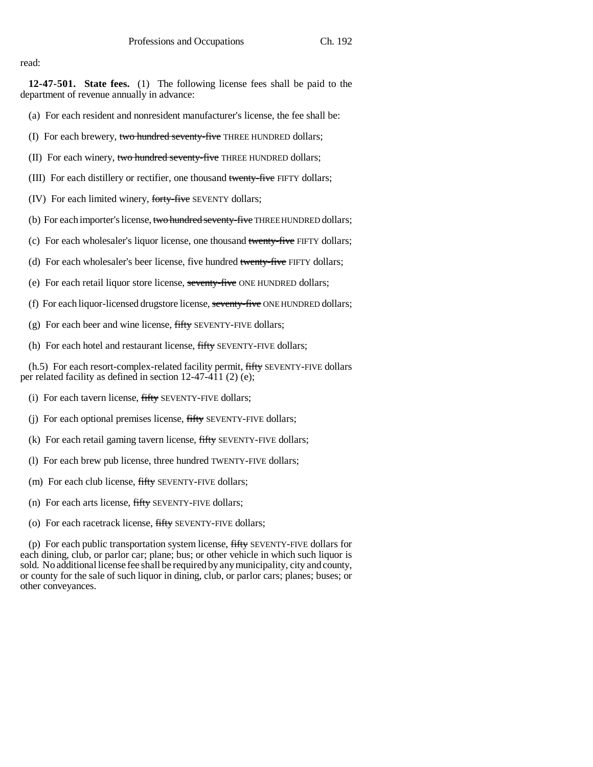read:

**12-47-501. State fees.** (1) The following license fees shall be paid to the department of revenue annually in advance:

(a) For each resident and nonresident manufacturer's license, the fee shall be:

(I) For each brewery, ~~two hundred seventy-five~~ THREE HUNDRED dollars;

(II) For each winery, ~~two hundred seventy-five~~ THREE HUNDRED dollars;

(III) For each distillery or rectifier, one thousand ~~twenty-five~~ FIFTY dollars;

(IV) For each limited winery, ~~forty-five~~ SEVENTY dollars;

(b) For each importer's license, ~~two hundred seventy-five~~ THREE HUNDRED dollars;

(c) For each wholesaler's liquor license, one thousand ~~twenty-five~~ FIFTY dollars;

(d) For each wholesaler's beer license, five hundred ~~twenty-five~~ FIFTY dollars;

(e) For each retail liquor store license, ~~seventy-five~~ ONE HUNDRED dollars;

(f) For each liquor-licensed drugstore license, ~~seventy-five~~ ONE HUNDRED dollars;

(g) For each beer and wine license, ~~fifty~~ SEVENTY-FIVE dollars;

(h) For each hotel and restaurant license, ~~fifty~~ SEVENTY-FIVE dollars;

(h.5) For each resort-complex-related facility permit, ~~fifty~~ SEVENTY-FIVE dollars per related facility as defined in section 12-47-411 (2) (e);

(i) For each tavern license, ~~fifty~~ SEVENTY-FIVE dollars;

(j) For each optional premises license, ~~fifty~~ SEVENTY-FIVE dollars;

(k) For each retail gaming tavern license, ~~fifty~~ SEVENTY-FIVE dollars;

(l) For each brew pub license, three hundred TWENTY-FIVE dollars;

(m) For each club license, ~~fifty~~ SEVENTY-FIVE dollars;

(n) For each arts license, ~~fifty~~ SEVENTY-FIVE dollars;

(o) For each racetrack license, ~~fifty~~ SEVENTY-FIVE dollars;

(p) For each public transportation system license, ~~fifty~~ SEVENTY-FIVE dollars for each dining, club, or parlor car; plane; bus; or other vehicle in which such liquor is sold. No additional license fee shall be required by any municipality, city and county, or county for the sale of such liquor in dining, club, or parlor cars; planes; buses; or other conveyances.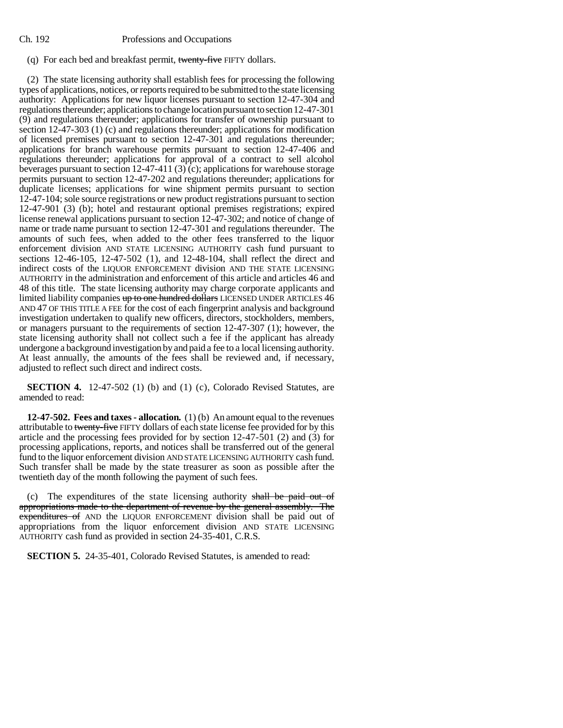(q) For each bed and breakfast permit, ~~twenty-five~~ FIFTY dollars.

(2) The state licensing authority shall establish fees for processing the following types of applications, notices, or reports required to be submitted to the state licensing authority: Applications for new liquor licenses pursuant to section 12-47-304 and regulations thereunder; applications to change location pursuant to section 12-47-301 (9) and regulations thereunder; applications for transfer of ownership pursuant to section 12-47-303 (1) (c) and regulations thereunder; applications for modification of licensed premises pursuant to section 12-47-301 and regulations thereunder; applications for branch warehouse permits pursuant to section 12-47-406 and regulations thereunder; applications for approval of a contract to sell alcohol beverages pursuant to section 12-47-411 (3) (c); applications for warehouse storage permits pursuant to section 12-47-202 and regulations thereunder; applications for duplicate licenses; applications for wine shipment permits pursuant to section 12-47-104; sole source registrations or new product registrations pursuant to section 12-47-901 (3) (b); hotel and restaurant optional premises registrations; expired license renewal applications pursuant to section 12-47-302; and notice of change of name or trade name pursuant to section 12-47-301 and regulations thereunder. The amounts of such fees, when added to the other fees transferred to the liquor enforcement division AND STATE LICENSING AUTHORITY cash fund pursuant to sections 12-46-105, 12-47-502 (1), and 12-48-104, shall reflect the direct and indirect costs of the LIQUOR ENFORCEMENT division AND THE STATE LICENSING AUTHORITY in the administration and enforcement of this article and articles 46 and 48 of this title. The state licensing authority may charge corporate applicants and limited liability companies ~~up to one hundred dollars~~ LICENSED UNDER ARTICLES 46 AND 47 OF THIS TITLE A FEE for the cost of each fingerprint analysis and background investigation undertaken to qualify new officers, directors, stockholders, members, or managers pursuant to the requirements of section 12-47-307 (1); however, the state licensing authority shall not collect such a fee if the applicant has already undergone a background investigation by and paid a fee to a local licensing authority. At least annually, the amounts of the fees shall be reviewed and, if necessary, adjusted to reflect such direct and indirect costs.

**SECTION 4.** 12-47-502 (1) (b) and (1) (c), Colorado Revised Statutes, are amended to read:

**12-47-502. Fees and taxes - allocation.** (1) (b) An amount equal to the revenues attributable to ~~twenty-five~~ FIFTY dollars of each state license fee provided for by this article and the processing fees provided for by section 12-47-501 (2) and (3) for processing applications, reports, and notices shall be transferred out of the general fund to the liquor enforcement division AND STATE LICENSING AUTHORITY cash fund. Such transfer shall be made by the state treasurer as soon as possible after the twentieth day of the month following the payment of such fees.

(c) The expenditures of the state licensing authority ~~shall be paid out of appropriations made to the department of revenue by the general assembly. The expenditures of~~ AND the LIQUOR ENFORCEMENT division shall be paid out of appropriations from the liquor enforcement division AND STATE LICENSING AUTHORITY cash fund as provided in section 24-35-401, C.R.S.

**SECTION 5.** 24-35-401, Colorado Revised Statutes, is amended to read: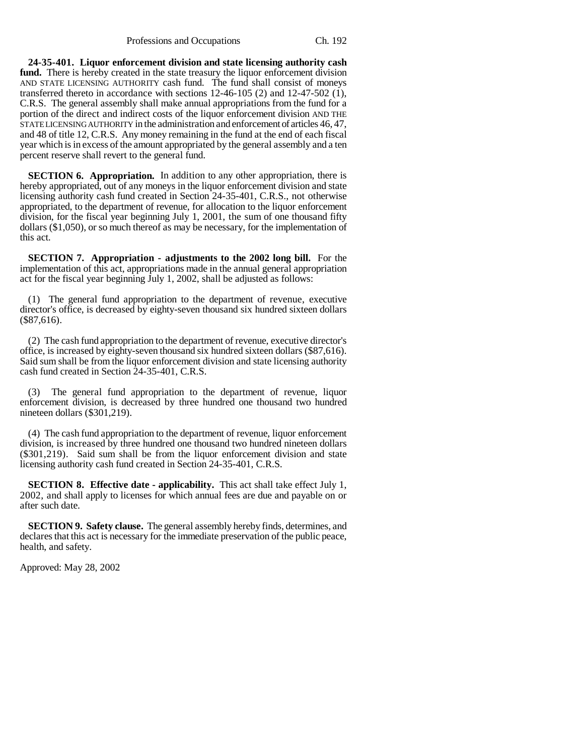**24-35-401. Liquor enforcement division and state licensing authority cash fund.** There is hereby created in the state treasury the liquor enforcement division AND STATE LICENSING AUTHORITY cash fund. The fund shall consist of moneys transferred thereto in accordance with sections 12-46-105 (2) and 12-47-502 (1), C.R.S. The general assembly shall make annual appropriations from the fund for a portion of the direct and indirect costs of the liquor enforcement division AND THE STATE LICENSING AUTHORITY in the administration and enforcement of articles 46, 47, and 48 of title 12, C.R.S. Any money remaining in the fund at the end of each fiscal year which is in excess of the amount appropriated by the general assembly and a ten percent reserve shall revert to the general fund.

**SECTION 6. Appropriation.** In addition to any other appropriation, there is hereby appropriated, out of any moneys in the liquor enforcement division and state licensing authority cash fund created in Section 24-35-401, C.R.S., not otherwise appropriated, to the department of revenue, for allocation to the liquor enforcement division, for the fiscal year beginning July 1, 2001, the sum of one thousand fifty dollars ($1,050), or so much thereof as may be necessary, for the implementation of this act.

**SECTION 7. Appropriation - adjustments to the 2002 long bill.** For the implementation of this act, appropriations made in the annual general appropriation act for the fiscal year beginning July 1, 2002, shall be adjusted as follows:

(1) The general fund appropriation to the department of revenue, executive director's office, is decreased by eighty-seven thousand six hundred sixteen dollars ($87,616).

(2) The cash fund appropriation to the department of revenue, executive director's office, is increased by eighty-seven thousand six hundred sixteen dollars ($87,616). Said sum shall be from the liquor enforcement division and state licensing authority cash fund created in Section 24-35-401, C.R.S.

(3) The general fund appropriation to the department of revenue, liquor enforcement division, is decreased by three hundred one thousand two hundred nineteen dollars ($301,219).

(4) The cash fund appropriation to the department of revenue, liquor enforcement division, is increased by three hundred one thousand two hundred nineteen dollars ($301,219). Said sum shall be from the liquor enforcement division and state licensing authority cash fund created in Section 24-35-401, C.R.S.

**SECTION 8. Effective date - applicability.** This act shall take effect July 1, 2002, and shall apply to licenses for which annual fees are due and payable on or after such date.

**SECTION 9. Safety clause.** The general assembly hereby finds, determines, and declares that this act is necessary for the immediate preservation of the public peace, health, and safety.

Approved: May 28, 2002